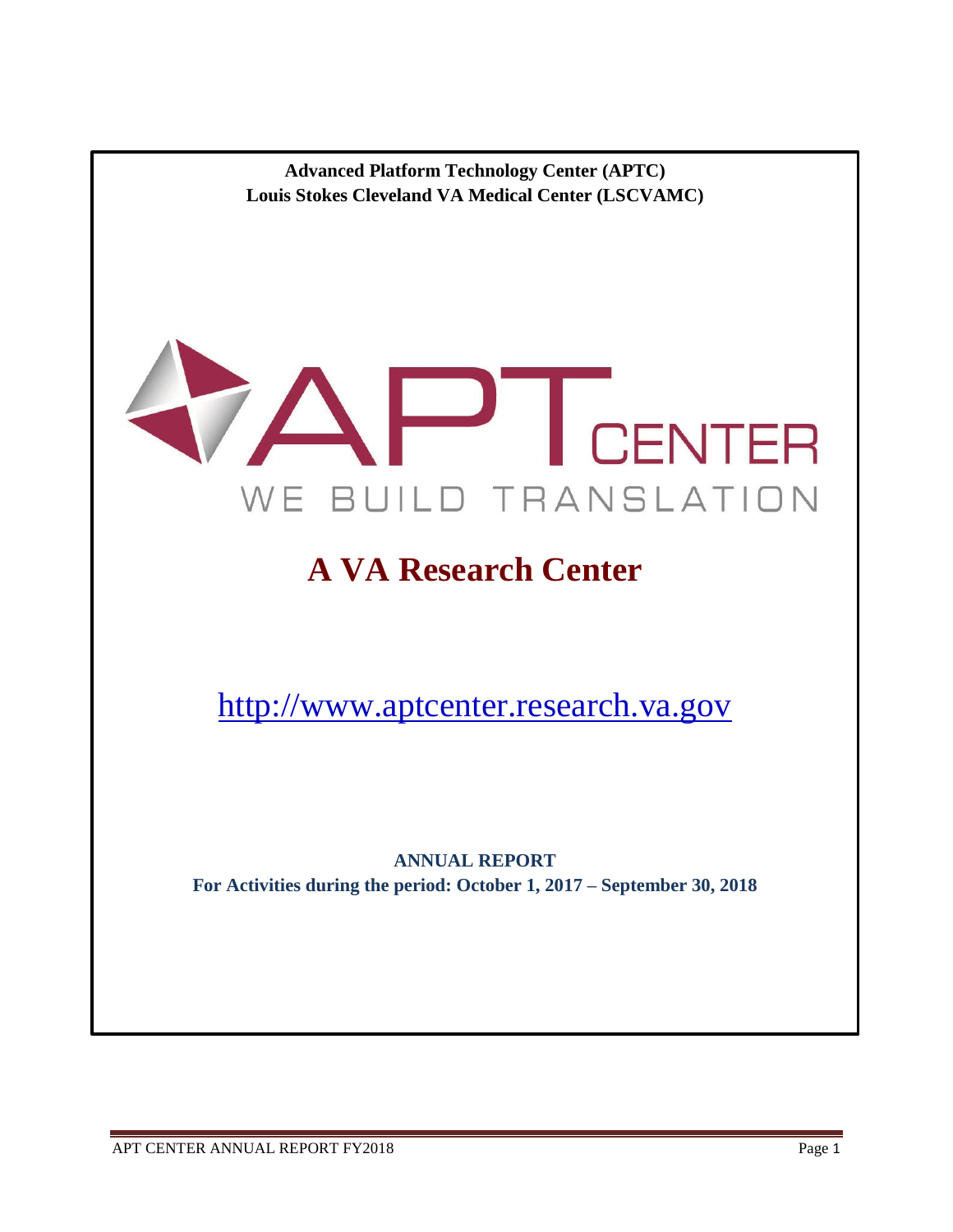**Advanced Platform Technology Center (APTC)**
**Louis Stokes Cleveland VA Medical Center (LSCVAMC)**

APT CENTER

WE BUILD TRANSLATION

# A VA Research Center

http://www.aptcenter.research.va.gov

**ANNUAL REPORT**
**For Activities during the period: October 1, 2017 – September 30, 2018**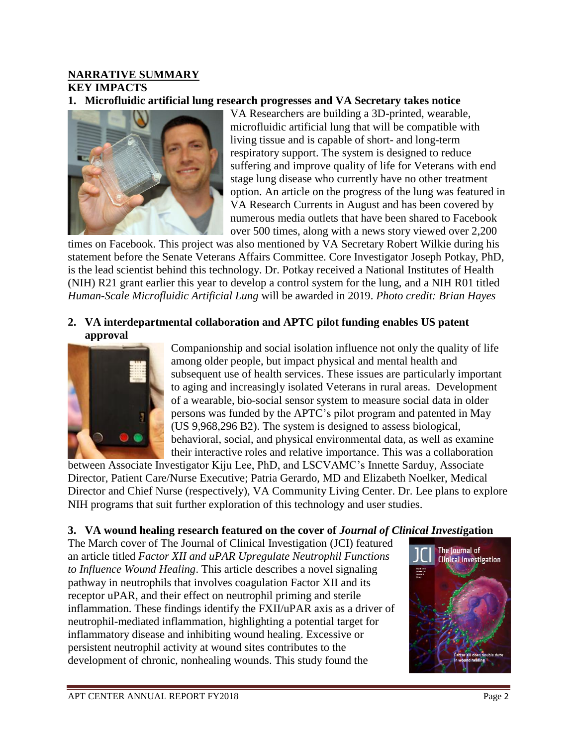## NARRATIVE SUMMARY

### KEY IMPACTS

**1. Microfluidic artificial lung research progresses and VA Secretary takes notice**

VA Researchers are building a 3D-printed, wearable, microfluidic artificial lung that will be compatible with living tissue and is capable of short- and long-term respiratory support. The system is designed to reduce suffering and improve quality of life for Veterans with end stage lung disease who currently have no other treatment option. An article on the progress of the lung was featured in VA Research Currents in August and has been covered by numerous media outlets that have been shared to Facebook over 500 times, along with a news story viewed over 2,200 times on Facebook. This project was also mentioned by VA Secretary Robert Wilkie during his statement before the Senate Veterans Affairs Committee. Core Investigator Joseph Potkay, PhD, is the lead scientist behind this technology. Dr. Potkay received a National Institutes of Health (NIH) R21 grant earlier this year to develop a control system for the lung, and a NIH R01 titled *Human-Scale Microfluidic Artificial Lung* will be awarded in 2019. *Photo credit: Brian Hayes*

**2. VA interdepartmental collaboration and APTC pilot funding enables US patent approval**

Companionship and social isolation influence not only the quality of life among older people, but impact physical and mental health and subsequent use of health services. These issues are particularly important to aging and increasingly isolated Veterans in rural areas. Development of a wearable, bio-social sensor system to measure social data in older persons was funded by the APTC's pilot program and patented in May (US 9,968,296 B2). The system is designed to assess biological, behavioral, social, and physical environmental data, as well as examine their interactive roles and relative importance. This was a collaboration between Associate Investigator Kiju Lee, PhD, and LSCVAMC's Innette Sarduy, Associate Director, Patient Care/Nurse Executive; Patria Gerardo, MD and Elizabeth Noelker, Medical Director and Chief Nurse (respectively), VA Community Living Center. Dr. Lee plans to explore NIH programs that suit further exploration of this technology and user studies.

**3. VA wound healing research featured on the cover of *Journal of Clinical Investigation***

The March cover of The Journal of Clinical Investigation (JCI) featured an article titled *Factor XII and uPAR Upregulate Neutrophil Functions to Influence Wound Healing*. This article describes a novel signaling pathway in neutrophils that involves coagulation Factor XII and its receptor uPAR, and their effect on neutrophil priming and sterile inflammation. These findings identify the FXII/uPAR axis as a driver of neutrophil-mediated inflammation, highlighting a potential target for inflammatory disease and inhibiting wound healing. Excessive or persistent neutrophil activity at wound sites contributes to the development of chronic, nonhealing wounds. This study found the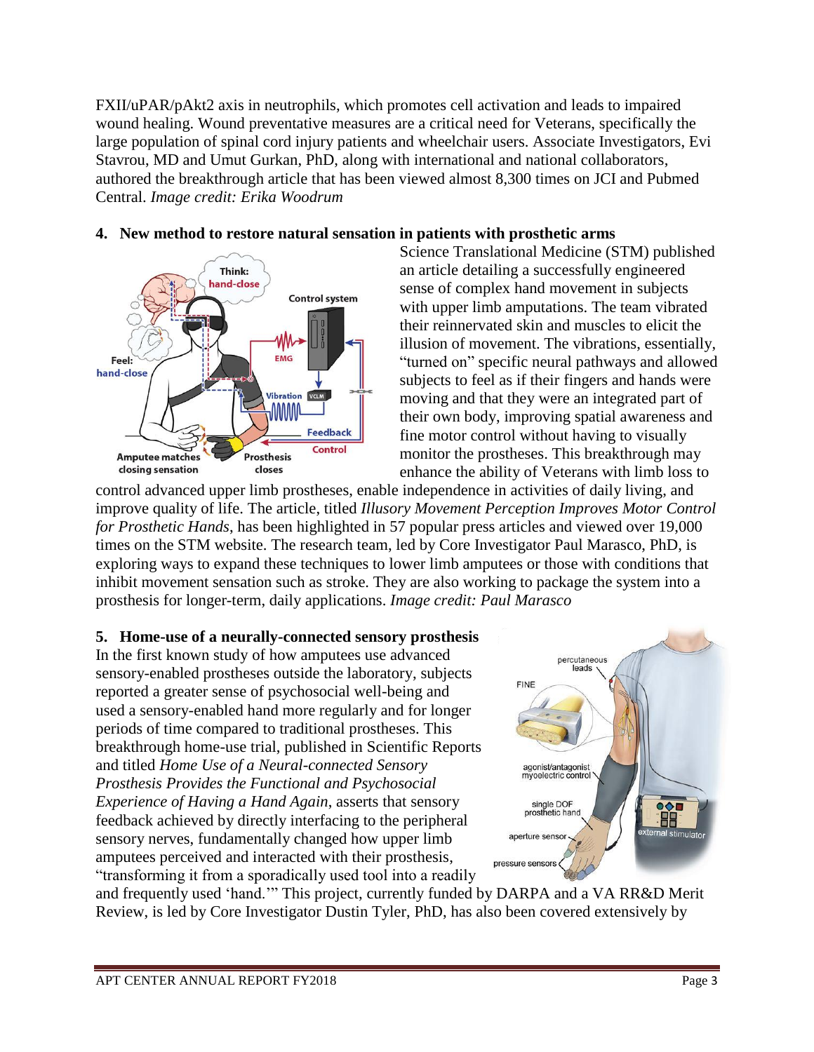FXII/uPAR/pAkt2 axis in neutrophils, which promotes cell activation and leads to impaired wound healing. Wound preventative measures are a critical need for Veterans, specifically the large population of spinal cord injury patients and wheelchair users. Associate Investigators, Evi Stavrou, MD and Umut Gurkan, PhD, along with international and national collaborators, authored the breakthrough article that has been viewed almost 8,300 times on JCI and Pubmed Central. *Image credit: Erika Woodrum*

**4. New method to restore natural sensation in patients with prosthetic arms**

Science Translational Medicine (STM) published an article detailing a successfully engineered sense of complex hand movement in subjects with upper limb amputations. The team vibrated their reinnervated skin and muscles to elicit the illusion of movement. The vibrations, essentially, "turned on" specific neural pathways and allowed subjects to feel as if their fingers and hands were moving and that they were an integrated part of their own body, improving spatial awareness and fine motor control without having to visually monitor the prostheses. This breakthrough may enhance the ability of Veterans with limb loss to control advanced upper limb prostheses, enable independence in activities of daily living, and improve quality of life. The article, titled *Illusory Movement Perception Improves Motor Control for Prosthetic Hands*, has been highlighted in 57 popular press articles and viewed over 19,000 times on the STM website. The research team, led by Core Investigator Paul Marasco, PhD, is exploring ways to expand these techniques to lower limb amputees or those with conditions that inhibit movement sensation such as stroke. They are also working to package the system into a prosthesis for longer-term, daily applications. *Image credit: Paul Marasco*

**5. Home-use of a neurally-connected sensory prosthesis**

In the first known study of how amputees use advanced sensory-enabled prostheses outside the laboratory, subjects reported a greater sense of psychosocial well-being and used a sensory-enabled hand more regularly and for longer periods of time compared to traditional prostheses. This breakthrough home-use trial, published in Scientific Reports and titled *Home Use of a Neural-connected Sensory Prosthesis Provides the Functional and Psychosocial Experience of Having a Hand Again*, asserts that sensory feedback achieved by directly interfacing to the peripheral sensory nerves, fundamentally changed how upper limb amputees perceived and interacted with their prosthesis, "transforming it from a sporadically used tool into a readily and frequently used 'hand.'" This project, currently funded by DARPA and a VA RR&D Merit Review, is led by Core Investigator Dustin Tyler, PhD, has also been covered extensively by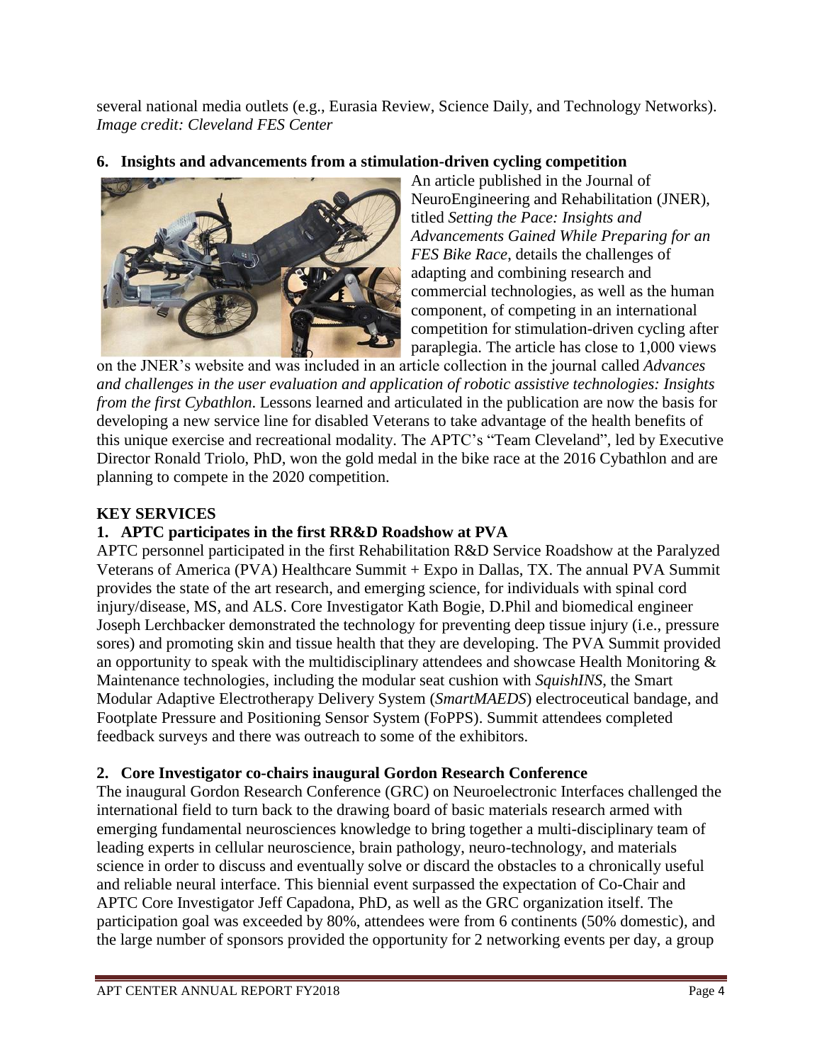several national media outlets (e.g., Eurasia Review, Science Daily, and Technology Networks). *Image credit: Cleveland FES Center*

### 6. Insights and advancements from a stimulation-driven cycling competition

An article published in the Journal of NeuroEngineering and Rehabilitation (JNER), titled *Setting the Pace: Insights and Advancements Gained While Preparing for an FES Bike Race*, details the challenges of adapting and combining research and commercial technologies, as well as the human component, of competing in an international competition for stimulation-driven cycling after paraplegia. The article has close to 1,000 views on the JNER's website and was included in an article collection in the journal called *Advances and challenges in the user evaluation and application of robotic assistive technologies: Insights from the first Cybathlon*. Lessons learned and articulated in the publication are now the basis for developing a new service line for disabled Veterans to take advantage of the health benefits of this unique exercise and recreational modality. The APTC's "Team Cleveland", led by Executive Director Ronald Triolo, PhD, won the gold medal in the bike race at the 2016 Cybathlon and are planning to compete in the 2020 competition.

## KEY SERVICES

### 1. APTC participates in the first RR&D Roadshow at PVA

APTC personnel participated in the first Rehabilitation R&D Service Roadshow at the Paralyzed Veterans of America (PVA) Healthcare Summit + Expo in Dallas, TX. The annual PVA Summit provides the state of the art research, and emerging science, for individuals with spinal cord injury/disease, MS, and ALS. Core Investigator Kath Bogie, D.Phil and biomedical engineer Joseph Lerchbacker demonstrated the technology for preventing deep tissue injury (i.e., pressure sores) and promoting skin and tissue health that they are developing. The PVA Summit provided an opportunity to speak with the multidisciplinary attendees and showcase Health Monitoring & Maintenance technologies, including the modular seat cushion with *SquishINS*, the Smart Modular Adaptive Electrotherapy Delivery System (*SmartMAEDS*) electroceutical bandage, and Footplate Pressure and Positioning Sensor System (FoPPS). Summit attendees completed feedback surveys and there was outreach to some of the exhibitors.

### 2. Core Investigator co-chairs inaugural Gordon Research Conference

The inaugural Gordon Research Conference (GRC) on Neuroelectronic Interfaces challenged the international field to turn back to the drawing board of basic materials research armed with emerging fundamental neurosciences knowledge to bring together a multi-disciplinary team of leading experts in cellular neuroscience, brain pathology, neuro-technology, and materials science in order to discuss and eventually solve or discard the obstacles to a chronically useful and reliable neural interface. This biennial event surpassed the expectation of Co-Chair and APTC Core Investigator Jeff Capadona, PhD, as well as the GRC organization itself. The participation goal was exceeded by 80%, attendees were from 6 continents (50% domestic), and the large number of sponsors provided the opportunity for 2 networking events per day, a group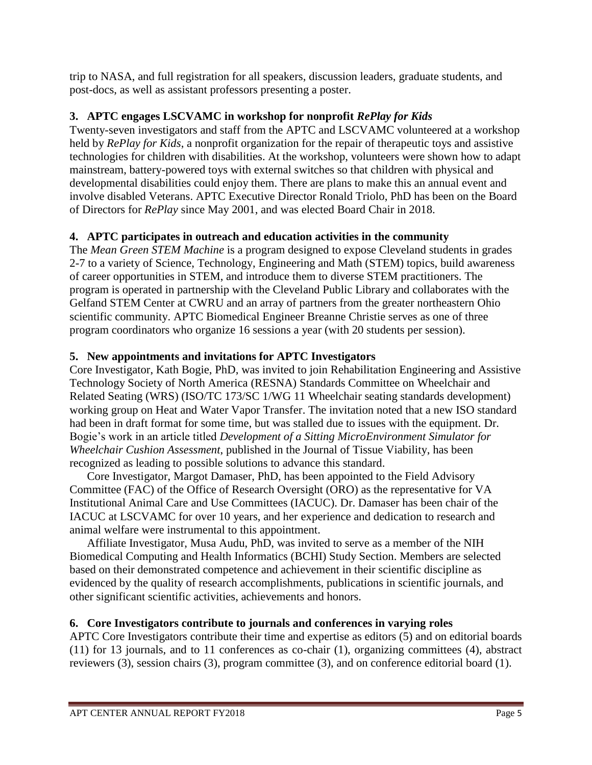trip to NASA, and full registration for all speakers, discussion leaders, graduate students, and post-docs, as well as assistant professors presenting a poster.

### 3. APTC engages LSCVAMC in workshop for nonprofit *RePlay for Kids*

Twenty-seven investigators and staff from the APTC and LSCVAMC volunteered at a workshop held by *RePlay for Kids*, a nonprofit organization for the repair of therapeutic toys and assistive technologies for children with disabilities. At the workshop, volunteers were shown how to adapt mainstream, battery-powered toys with external switches so that children with physical and developmental disabilities could enjoy them. There are plans to make this an annual event and involve disabled Veterans. APTC Executive Director Ronald Triolo, PhD has been on the Board of Directors for *RePlay* since May 2001, and was elected Board Chair in 2018.

### 4. APTC participates in outreach and education activities in the community

The *Mean Green STEM Machine* is a program designed to expose Cleveland students in grades 2-7 to a variety of Science, Technology, Engineering and Math (STEM) topics, build awareness of career opportunities in STEM, and introduce them to diverse STEM practitioners. The program is operated in partnership with the Cleveland Public Library and collaborates with the Gelfand STEM Center at CWRU and an array of partners from the greater northeastern Ohio scientific community. APTC Biomedical Engineer Breanne Christie serves as one of three program coordinators who organize 16 sessions a year (with 20 students per session).

### 5. New appointments and invitations for APTC Investigators

Core Investigator, Kath Bogie, PhD, was invited to join Rehabilitation Engineering and Assistive Technology Society of North America (RESNA) Standards Committee on Wheelchair and Related Seating (WRS) (ISO/TC 173/SC 1/WG 11 Wheelchair seating standards development) working group on Heat and Water Vapor Transfer. The invitation noted that a new ISO standard had been in draft format for some time, but was stalled due to issues with the equipment. Dr. Bogie's work in an article titled *Development of a Sitting MicroEnvironment Simulator for Wheelchair Cushion Assessment,* published in the Journal of Tissue Viability, has been recognized as leading to possible solutions to advance this standard.

Core Investigator, Margot Damaser, PhD, has been appointed to the Field Advisory Committee (FAC) of the Office of Research Oversight (ORO) as the representative for VA Institutional Animal Care and Use Committees (IACUC). Dr. Damaser has been chair of the IACUC at LSCVAMC for over 10 years, and her experience and dedication to research and animal welfare were instrumental to this appointment.

Affiliate Investigator, Musa Audu, PhD, was invited to serve as a member of the NIH Biomedical Computing and Health Informatics (BCHI) Study Section. Members are selected based on their demonstrated competence and achievement in their scientific discipline as evidenced by the quality of research accomplishments, publications in scientific journals, and other significant scientific activities, achievements and honors.

### 6. Core Investigators contribute to journals and conferences in varying roles

APTC Core Investigators contribute their time and expertise as editors (5) and on editorial boards (11) for 13 journals, and to 11 conferences as co-chair (1), organizing committees (4), abstract reviewers (3), session chairs (3), program committee (3), and on conference editorial board (1).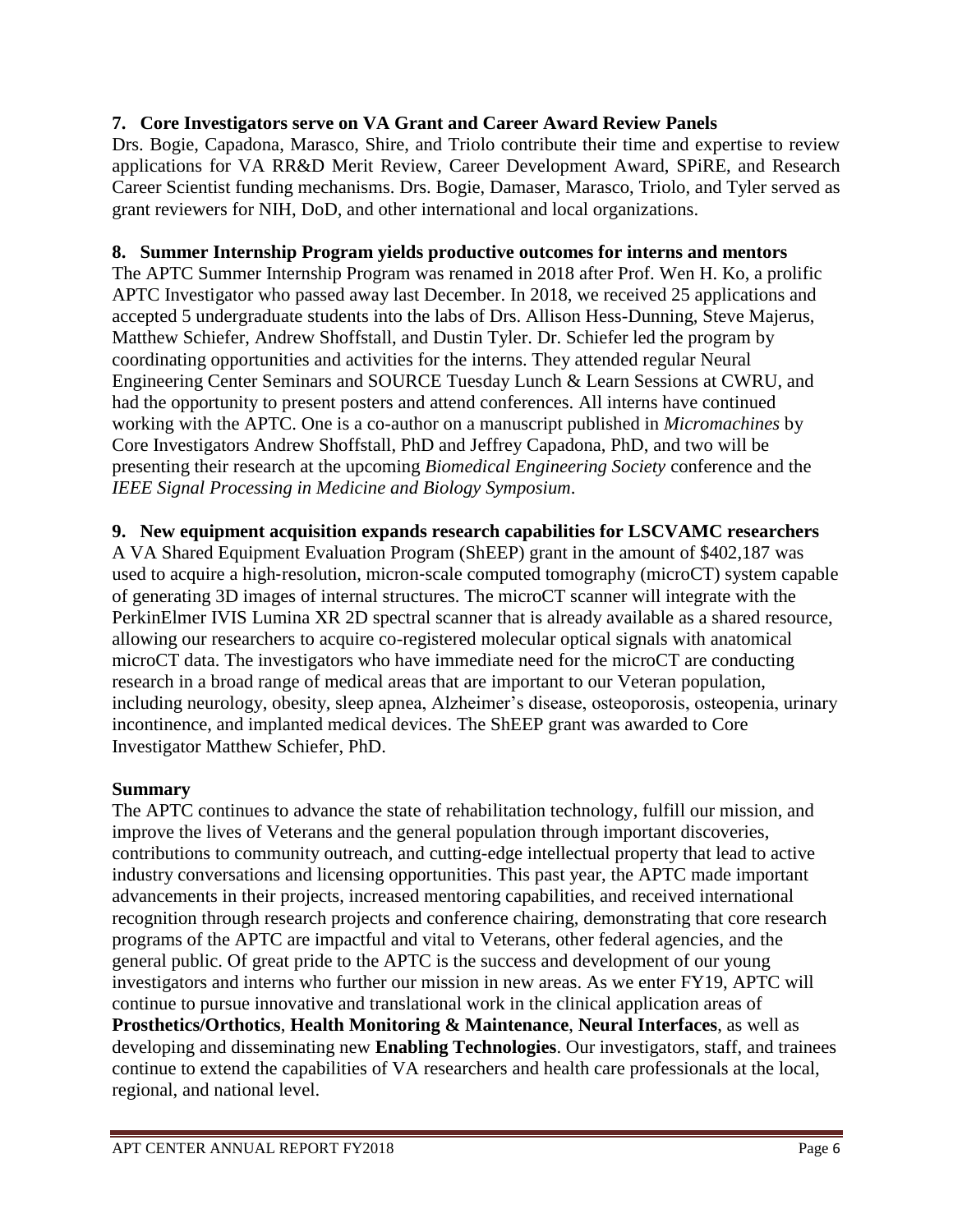**7. Core Investigators serve on VA Grant and Career Award Review Panels**

Drs. Bogie, Capadona, Marasco, Shire, and Triolo contribute their time and expertise to review applications for VA RR&D Merit Review, Career Development Award, SPiRE, and Research Career Scientist funding mechanisms. Drs. Bogie, Damaser, Marasco, Triolo, and Tyler served as grant reviewers for NIH, DoD, and other international and local organizations.

**8. Summer Internship Program yields productive outcomes for interns and mentors**

The APTC Summer Internship Program was renamed in 2018 after Prof. Wen H. Ko, a prolific APTC Investigator who passed away last December. In 2018, we received 25 applications and accepted 5 undergraduate students into the labs of Drs. Allison Hess-Dunning, Steve Majerus, Matthew Schiefer, Andrew Shoffstall, and Dustin Tyler. Dr. Schiefer led the program by coordinating opportunities and activities for the interns. They attended regular Neural Engineering Center Seminars and SOURCE Tuesday Lunch & Learn Sessions at CWRU, and had the opportunity to present posters and attend conferences. All interns have continued working with the APTC. One is a co-author on a manuscript published in *Micromachines* by Core Investigators Andrew Shoffstall, PhD and Jeffrey Capadona, PhD, and two will be presenting their research at the upcoming *Biomedical Engineering Society* conference and the *IEEE Signal Processing in Medicine and Biology Symposium*.

**9. New equipment acquisition expands research capabilities for LSCVAMC researchers**

A VA Shared Equipment Evaluation Program (ShEEP) grant in the amount of $402,187 was used to acquire a high-resolution, micron-scale computed tomography (microCT) system capable of generating 3D images of internal structures. The microCT scanner will integrate with the PerkinElmer IVIS Lumina XR 2D spectral scanner that is already available as a shared resource, allowing our researchers to acquire co-registered molecular optical signals with anatomical microCT data. The investigators who have immediate need for the microCT are conducting research in a broad range of medical areas that are important to our Veteran population, including neurology, obesity, sleep apnea, Alzheimer's disease, osteoporosis, osteopenia, urinary incontinence, and implanted medical devices. The ShEEP grant was awarded to Core Investigator Matthew Schiefer, PhD.

**Summary**

The APTC continues to advance the state of rehabilitation technology, fulfill our mission, and improve the lives of Veterans and the general population through important discoveries, contributions to community outreach, and cutting-edge intellectual property that lead to active industry conversations and licensing opportunities. This past year, the APTC made important advancements in their projects, increased mentoring capabilities, and received international recognition through research projects and conference chairing, demonstrating that core research programs of the APTC are impactful and vital to Veterans, other federal agencies, and the general public. Of great pride to the APTC is the success and development of our young investigators and interns who further our mission in new areas. As we enter FY19, APTC will continue to pursue innovative and translational work in the clinical application areas of **Prosthetics/Orthotics**, **Health Monitoring & Maintenance**, **Neural Interfaces**, as well as developing and disseminating new **Enabling Technologies**. Our investigators, staff, and trainees continue to extend the capabilities of VA researchers and health care professionals at the local, regional, and national level.